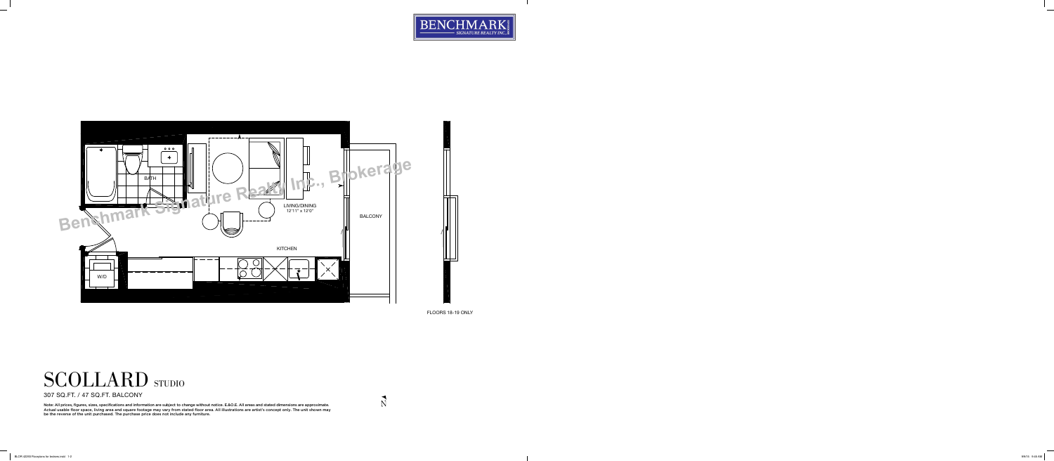BENCHMARK
SIGNATURE REALTY INC.

BATH

LIVING/DINING
12'11" x 12'0"

BALCONY

KITCHEN

W/D

Benchmark Signature Realty Inc., Brokerage

FLOORS 18-19 ONLY

# SCOLLARD STUDIO

307 SQ.FT. / 47 SQ.FT. BALCONY

**Note: All prices, figures, sizes, specifications and information are subject to change without notice. E.&O.E. All areas and stated dimensions are approximate. Actual usable floor space, living area and square footage may vary from stated floor area. All illustrations are artist's concept only. The unit shown may be the reverse of the unit purchased. The purchase price does not include any furniture.**

N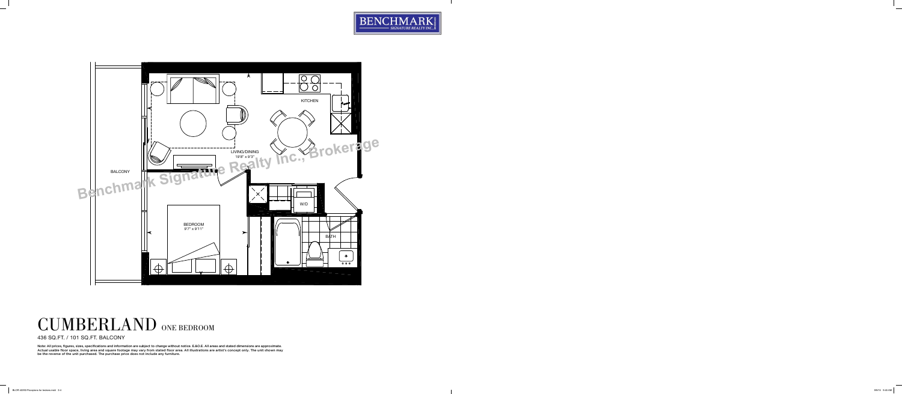BENCHMARK SIGNATURE REALTY INC.

KITCHEN

LIVING/DINING
19'8" x 9'3"

BALCONY

Benchmark Signature Realty Inc., Brokerage

W/D

BEDROOM
9'7" x 9'11"

BATH

# CUMBERLAND ONE BEDROOM

436 SQ.FT. / 101 SQ.FT. BALCONY

**Note: All prices, figures, sizes, specifications and information are subject to change without notice. E.&O.E. All areas and stated dimensions are approximate. Actual usable floor space, living area and square footage may vary from stated floor area. All illustrations are artist's concept only. The unit shown may be the reverse of the unit purchased. The purchase price does not include any furniture.**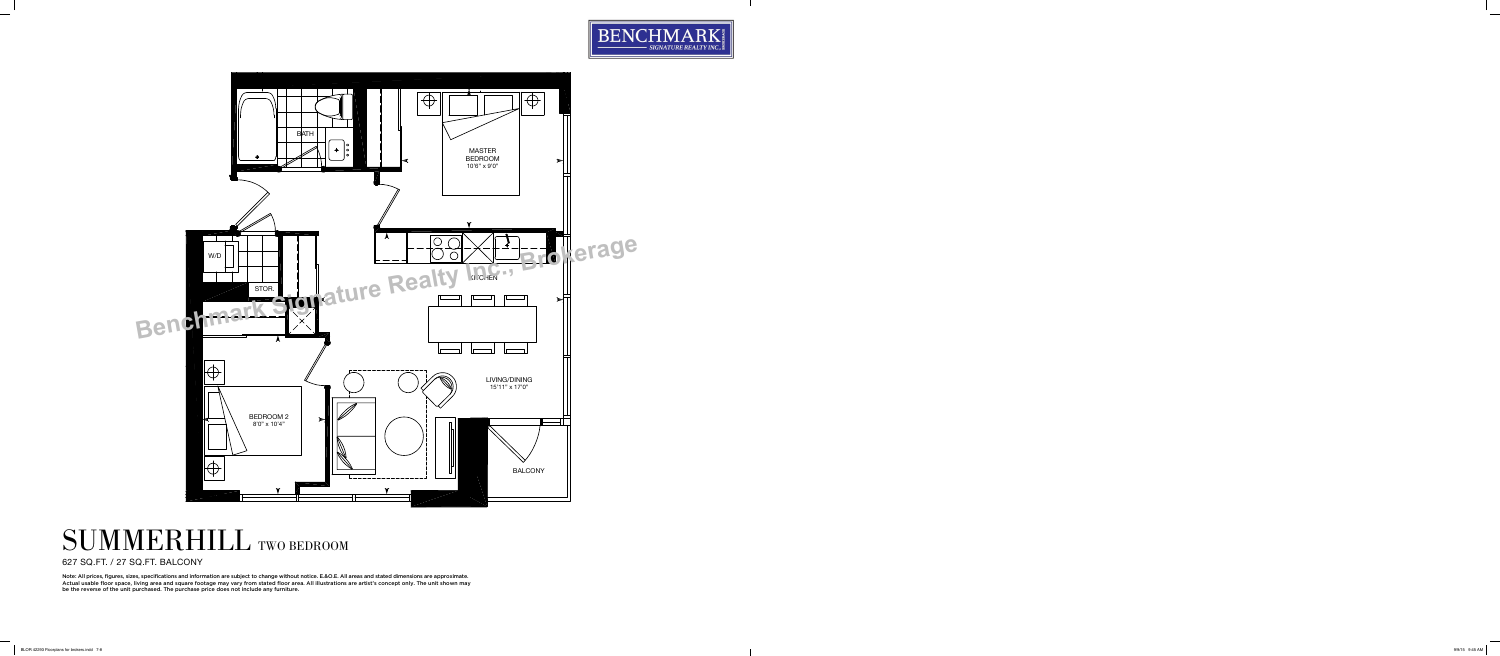BENCHMARK SIGNATURE REALTY INC.

BATH

MASTER BEDROOM
10'6" x 9'0"

W/D

STOR.

KITCHEN

Benchmark Signature Realty Inc., Brokerage

LIVING/DINING
15'11" x 17'0"

BEDROOM 2
8'0" x 10'4"

BALCONY

# SUMMERHILL TWO BEDROOM

627 SQ.FT. / 27 SQ.FT. BALCONY

**Note: All prices, figures, sizes, specifications and information are subject to change without notice. E.&O.E. All areas and stated dimensions are approximate. Actual usable floor space, living area and square footage may vary from stated floor area. All illustrations are artist's concept only. The unit shown may be the reverse of the unit purchased. The purchase price does not include any furniture.**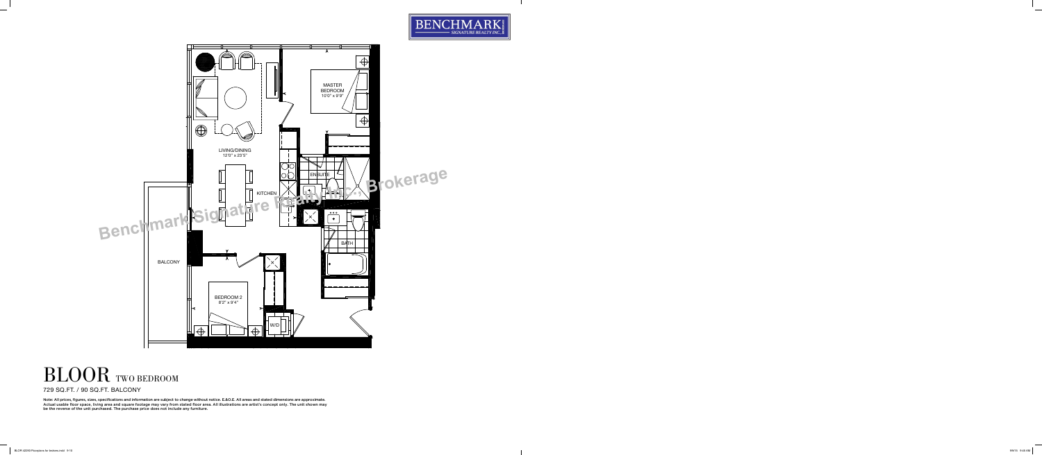MASTER BEDROOM
10'0" x 9'9"

LIVING/DINING
12'0" x 23'5"

ENSUITE

KITCHEN

BATH

BALCONY

BEDROOM 2
8'2" x 9'4"

W/D

Benchmark Signature Realty Inc., Brokerage

BENCHMARK SIGNATURE REALTY INC.

# BLOOR TWO BEDROOM

729 SQ.FT. / 90 SQ.FT. BALCONY

**Note: All prices, figures, sizes, specifications and information are subject to change without notice. E.&O.E. All areas and stated dimensions are approximate. Actual usable floor space, living area and square footage may vary from stated floor area. All illustrations are artist's concept only. The unit shown may be the reverse of the unit purchased. The purchase price does not include any furniture.**